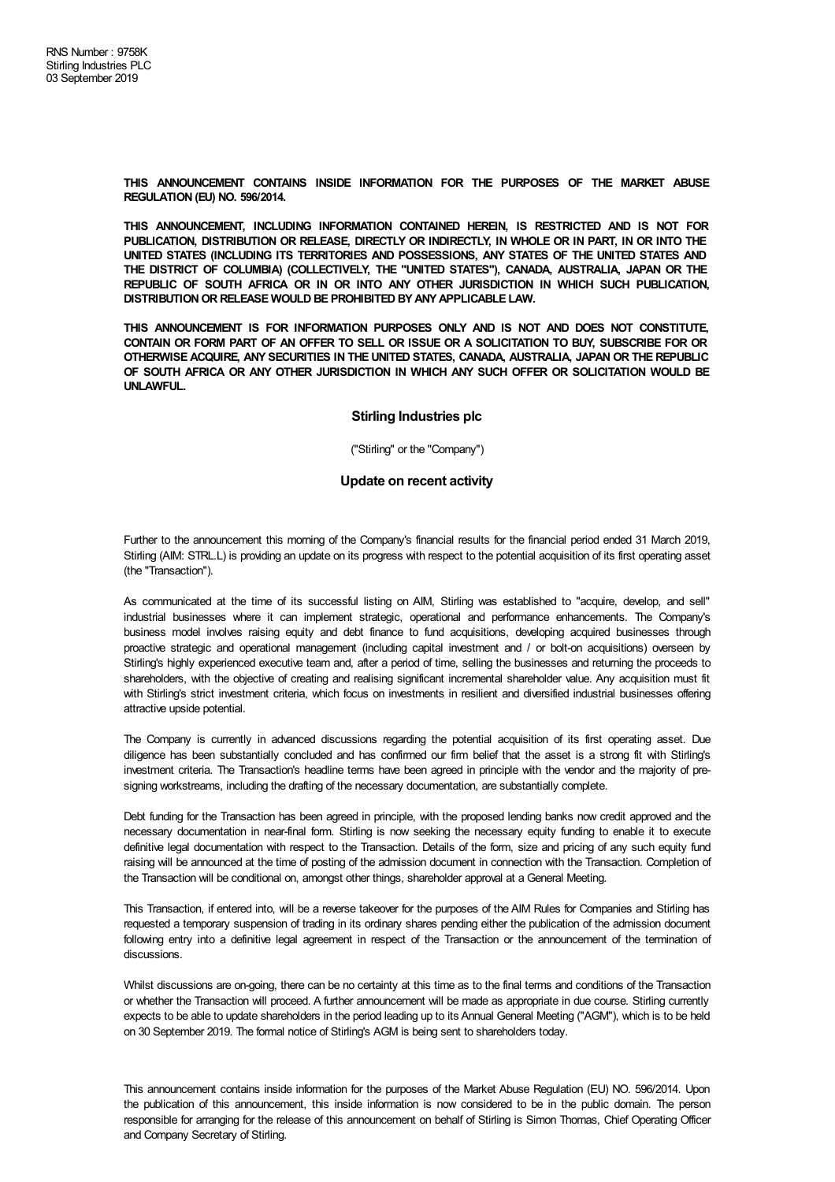RNS Number : 9758K
Stirling Industries PLC
03 September 2019

**THIS ANNOUNCEMENT CONTAINS INSIDE INFORMATION FOR THE PURPOSES OF THE MARKET ABUSE REGULATION (EU) NO. 596/2014.**

**THIS ANNOUNCEMENT, INCLUDING INFORMATION CONTAINED HEREIN, IS RESTRICTED AND IS NOT FOR PUBLICATION, DISTRIBUTION OR RELEASE, DIRECTLY OR INDIRECTLY, IN WHOLE OR IN PART, IN OR INTO THE UNITED STATES (INCLUDING ITS TERRITORIES AND POSSESSIONS, ANY STATES OF THE UNITED STATES AND THE DISTRICT OF COLUMBIA) (COLLECTIVELY, THE "UNITED STATES"), CANADA, AUSTRALIA, JAPAN OR THE REPUBLIC OF SOUTH AFRICA OR IN OR INTO ANY OTHER JURISDICTION IN WHICH SUCH PUBLICATION, DISTRIBUTION OR RELEASE WOULD BE PROHIBITED BY ANY APPLICABLE LAW.**

**THIS ANNOUNCEMENT IS FOR INFORMATION PURPOSES ONLY AND IS NOT AND DOES NOT CONSTITUTE, CONTAIN OR FORM PART OF AN OFFER TO SELL OR ISSUE OR A SOLICITATION TO BUY, SUBSCRIBE FOR OR OTHERWISE ACQUIRE, ANY SECURITIES IN THE UNITED STATES, CANADA, AUSTRALIA, JAPAN OR THE REPUBLIC OF SOUTH AFRICA OR ANY OTHER JURISDICTION IN WHICH ANY SUCH OFFER OR SOLICITATION WOULD BE UNLAWFUL.**

**Stirling Industries plc**

("Stirling" or the "Company")

**Update on recent activity**

Further to the announcement this morning of the Company's financial results for the financial period ended 31 March 2019, Stirling (AIM: STRL.L) is providing an update on its progress with respect to the potential acquisition of its first operating asset (the "Transaction").

As communicated at the time of its successful listing on AIM, Stirling was established to "acquire, develop, and sell" industrial businesses where it can implement strategic, operational and performance enhancements. The Company's business model involves raising equity and debt finance to fund acquisitions, developing acquired businesses through proactive strategic and operational management (including capital investment and / or bolt-on acquisitions) overseen by Stirling's highly experienced executive team and, after a period of time, selling the businesses and returning the proceeds to shareholders, with the objective of creating and realising significant incremental shareholder value. Any acquisition must fit with Stirling's strict investment criteria, which focus on investments in resilient and diversified industrial businesses offering attractive upside potential.

The Company is currently in advanced discussions regarding the potential acquisition of its first operating asset. Due diligence has been substantially concluded and has confirmed our firm belief that the asset is a strong fit with Stirling's investment criteria. The Transaction's headline terms have been agreed in principle with the vendor and the majority of pre-signing workstreams, including the drafting of the necessary documentation, are substantially complete.

Debt funding for the Transaction has been agreed in principle, with the proposed lending banks now credit approved and the necessary documentation in near-final form. Stirling is now seeking the necessary equity funding to enable it to execute definitive legal documentation with respect to the Transaction. Details of the form, size and pricing of any such equity fund raising will be announced at the time of posting of the admission document in connection with the Transaction. Completion of the Transaction will be conditional on, amongst other things, shareholder approval at a General Meeting.

This Transaction, if entered into, will be a reverse takeover for the purposes of the AIM Rules for Companies and Stirling has requested a temporary suspension of trading in its ordinary shares pending either the publication of the admission document following entry into a definitive legal agreement in respect of the Transaction or the announcement of the termination of discussions.

Whilst discussions are on-going, there can be no certainty at this time as to the final terms and conditions of the Transaction or whether the Transaction will proceed. A further announcement will be made as appropriate in due course. Stirling currently expects to be able to update shareholders in the period leading up to its Annual General Meeting ("AGM"), which is to be held on 30 September 2019. The formal notice of Stirling's AGM is being sent to shareholders today.

This announcement contains inside information for the purposes of the Market Abuse Regulation (EU) NO. 596/2014. Upon the publication of this announcement, this inside information is now considered to be in the public domain. The person responsible for arranging for the release of this announcement on behalf of Stirling is Simon Thomas, Chief Operating Officer and Company Secretary of Stirling.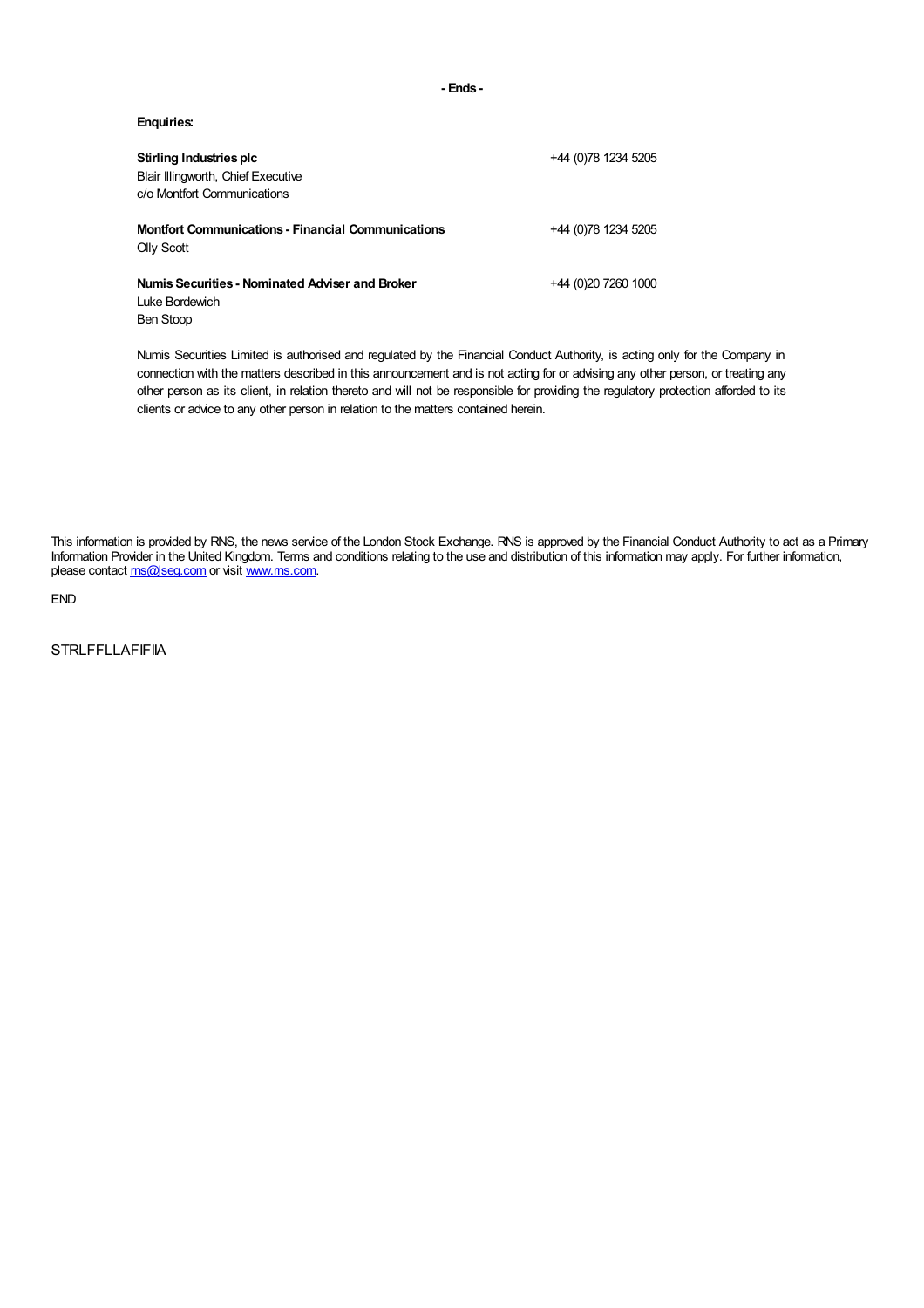**- Ends -**

**Enquiries:**

| | |
|---|---|
| **Stirling Industries plc**<br>Blair Illingworth, Chief Executive<br>c/o Montfort Communications | +44 (0)78 1234 5205 |
| **Montfort Communications - Financial Communications**<br>Olly Scott | +44 (0)78 1234 5205 |
| **Numis Securities - Nominated Adviser and Broker**<br>Luke Bordewich<br>Ben Stoop | +44 (0)20 7260 1000 |

Numis Securities Limited is authorised and regulated by the Financial Conduct Authority, is acting only for the Company in connection with the matters described in this announcement and is not acting for or advising any other person, or treating any other person as its client, in relation thereto and will not be responsible for providing the regulatory protection afforded to its clients or advice to any other person in relation to the matters contained herein.

This information is provided by RNS, the news service of the London Stock Exchange. RNS is approved by the Financial Conduct Authority to act as a Primary Information Provider in the United Kingdom. Terms and conditions relating to the use and distribution of this information may apply. For further information, please contact rns@lseg.com or visit www.rns.com.

END

STRLFFLLAFIFIIA